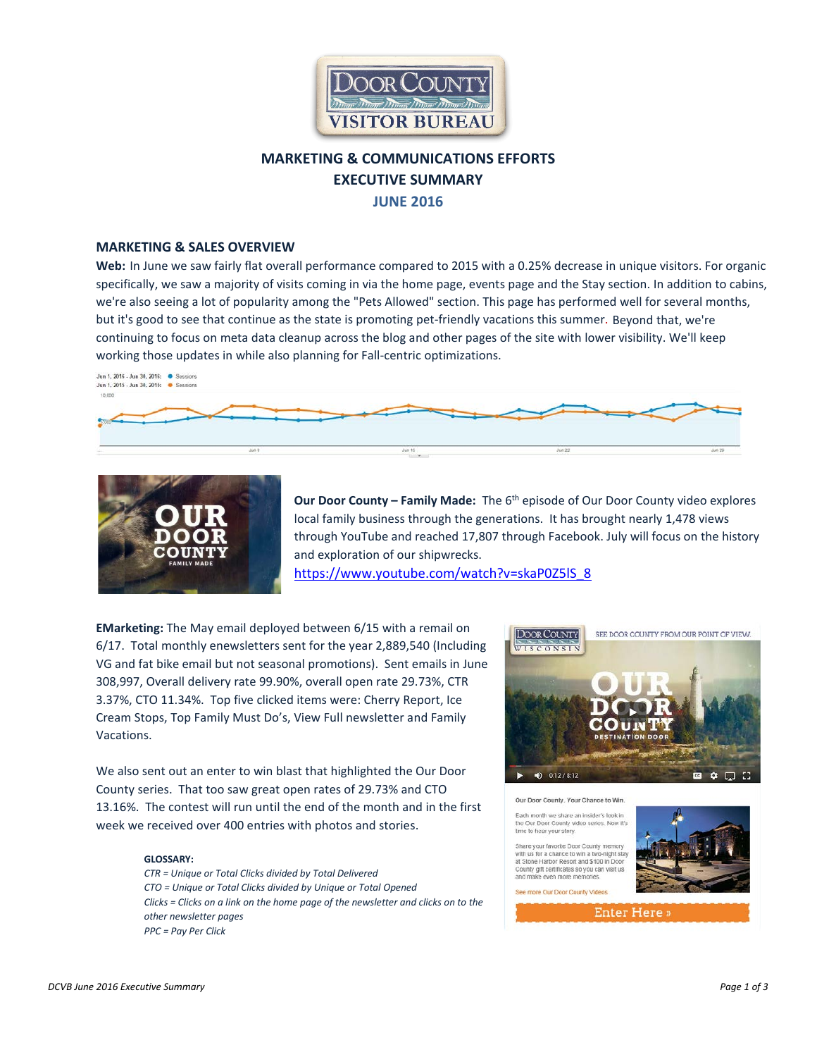# MARKETING & COMMUNICATIONS EFFORTS
# EXECUTIVE SUMMARY
## JUNE 2016

### MARKETING & SALES OVERVIEW

**Web:** In June we saw fairly flat overall performance compared to 2015 with a 0.25% decrease in unique visitors. For organic specifically, we saw a majority of visits coming in via the home page, events page and the Stay section. In addition to cabins, we're also seeing a lot of popularity among the "Pets Allowed" section. This page has performed well for several months, but it's good to see that continue as the state is promoting pet-friendly vacations this summer. Beyond that, we're continuing to focus on meta data cleanup across the blog and other pages of the site with lower visibility. We'll keep working those updates in while also planning for Fall-centric optimizations.

**Our Door County – Family Made:** The 6th episode of Our Door County video explores local family business through the generations. It has brought nearly 1,478 views through YouTube and reached 17,807 through Facebook. July will focus on the history and exploration of our shipwrecks.
https://www.youtube.com/watch?v=skaP0Z5lS_8

**EMarketing:** The May email deployed between 6/15 with a remail on 6/17. Total monthly enewsletters sent for the year 2,889,540 (Including VG and fat bike email but not seasonal promotions). Sent emails in June 308,997, Overall delivery rate 99.90%, overall open rate 29.73%, CTR 3.37%, CTO 11.34%. Top five clicked items were: Cherry Report, Ice Cream Stops, Top Family Must Do's, View Full newsletter and Family Vacations.

We also sent out an enter to win blast that highlighted the Our Door County series. That too saw great open rates of 29.73% and CTO 13.16%. The contest will run until the end of the month and in the first week we received over 400 entries with photos and stories.

**GLOSSARY:**
*CTR = Unique or Total Clicks divided by Total Delivered*
*CTO = Unique or Total Clicks divided by Unique or Total Opened*
*Clicks = Clicks on a link on the home page of the newsletter and clicks on to the other newsletter pages*
*PPC = Pay Per Click*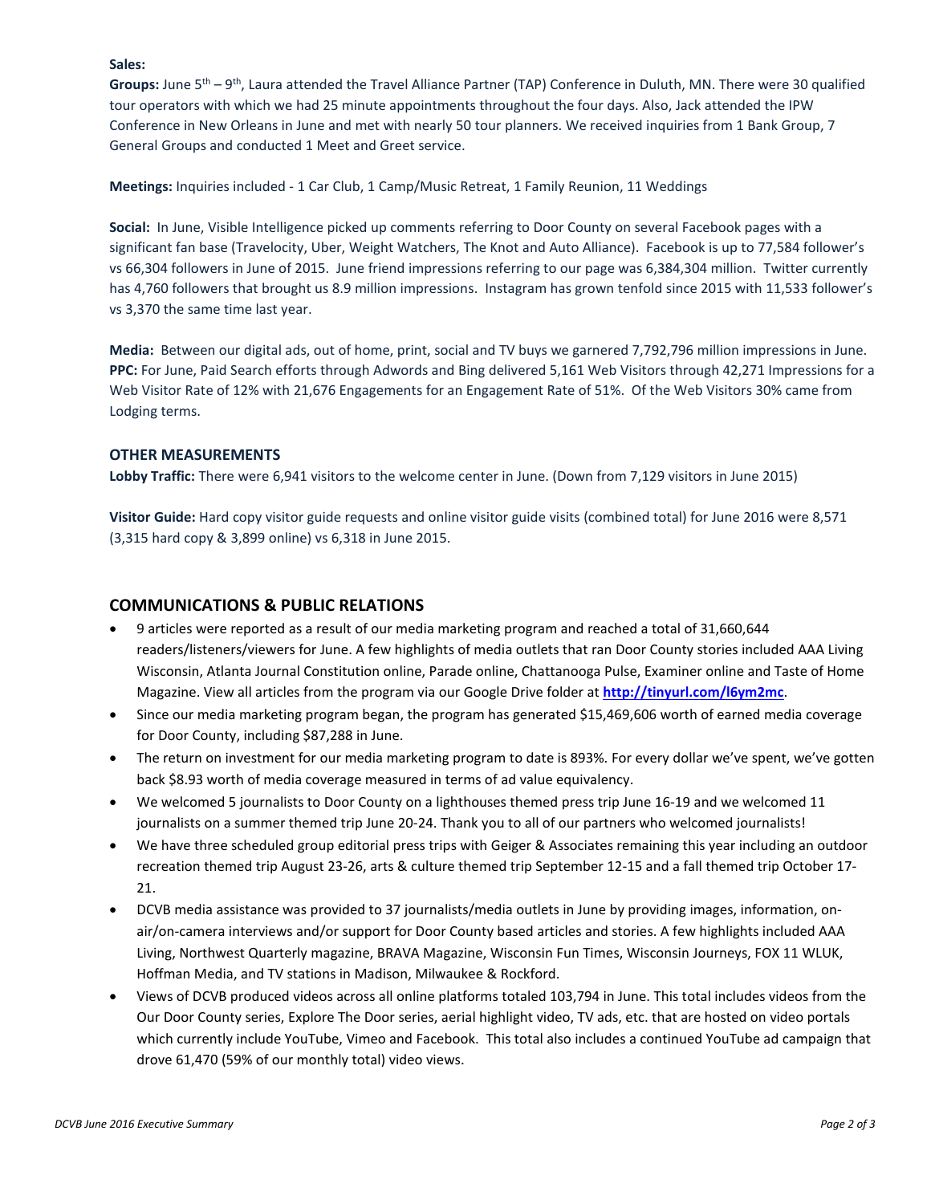**Sales:**

**Groups:** June 5th – 9th, Laura attended the Travel Alliance Partner (TAP) Conference in Duluth, MN. There were 30 qualified tour operators with which we had 25 minute appointments throughout the four days. Also, Jack attended the IPW Conference in New Orleans in June and met with nearly 50 tour planners. We received inquiries from 1 Bank Group, 7 General Groups and conducted 1 Meet and Greet service.

**Meetings:** Inquiries included - 1 Car Club, 1 Camp/Music Retreat, 1 Family Reunion, 11 Weddings

**Social:** In June, Visible Intelligence picked up comments referring to Door County on several Facebook pages with a significant fan base (Travelocity, Uber, Weight Watchers, The Knot and Auto Alliance). Facebook is up to 77,584 follower's vs 66,304 followers in June of 2015. June friend impressions referring to our page was 6,384,304 million. Twitter currently has 4,760 followers that brought us 8.9 million impressions. Instagram has grown tenfold since 2015 with 11,533 follower's vs 3,370 the same time last year.

**Media:** Between our digital ads, out of home, print, social and TV buys we garnered 7,792,796 million impressions in June.
**PPC:** For June, Paid Search efforts through Adwords and Bing delivered 5,161 Web Visitors through 42,271 Impressions for a Web Visitor Rate of 12% with 21,676 Engagements for an Engagement Rate of 51%. Of the Web Visitors 30% came from Lodging terms.

### OTHER MEASUREMENTS

**Lobby Traffic:** There were 6,941 visitors to the welcome center in June. (Down from 7,129 visitors in June 2015)

**Visitor Guide:** Hard copy visitor guide requests and online visitor guide visits (combined total) for June 2016 were 8,571 (3,315 hard copy & 3,899 online) vs 6,318 in June 2015.

## COMMUNICATIONS & PUBLIC RELATIONS

- 9 articles were reported as a result of our media marketing program and reached a total of 31,660,644 readers/listeners/viewers for June. A few highlights of media outlets that ran Door County stories included AAA Living Wisconsin, Atlanta Journal Constitution online, Parade online, Chattanooga Pulse, Examiner online and Taste of Home Magazine. View all articles from the program via our Google Drive folder at **http://tinyurl.com/l6ym2mc**.
- Since our media marketing program began, the program has generated $15,469,606 worth of earned media coverage for Door County, including $87,288 in June.
- The return on investment for our media marketing program to date is 893%. For every dollar we've spent, we've gotten back $8.93 worth of media coverage measured in terms of ad value equivalency.
- We welcomed 5 journalists to Door County on a lighthouses themed press trip June 16-19 and we welcomed 11 journalists on a summer themed trip June 20-24. Thank you to all of our partners who welcomed journalists!
- We have three scheduled group editorial press trips with Geiger & Associates remaining this year including an outdoor recreation themed trip August 23-26, arts & culture themed trip September 12-15 and a fall themed trip October 17-21.
- DCVB media assistance was provided to 37 journalists/media outlets in June by providing images, information, on-air/on-camera interviews and/or support for Door County based articles and stories. A few highlights included AAA Living, Northwest Quarterly magazine, BRAVA Magazine, Wisconsin Fun Times, Wisconsin Journeys, FOX 11 WLUK, Hoffman Media, and TV stations in Madison, Milwaukee & Rockford.
- Views of DCVB produced videos across all online platforms totaled 103,794 in June. This total includes videos from the Our Door County series, Explore The Door series, aerial highlight video, TV ads, etc. that are hosted on video portals which currently include YouTube, Vimeo and Facebook. This total also includes a continued YouTube ad campaign that drove 61,470 (59% of our monthly total) video views.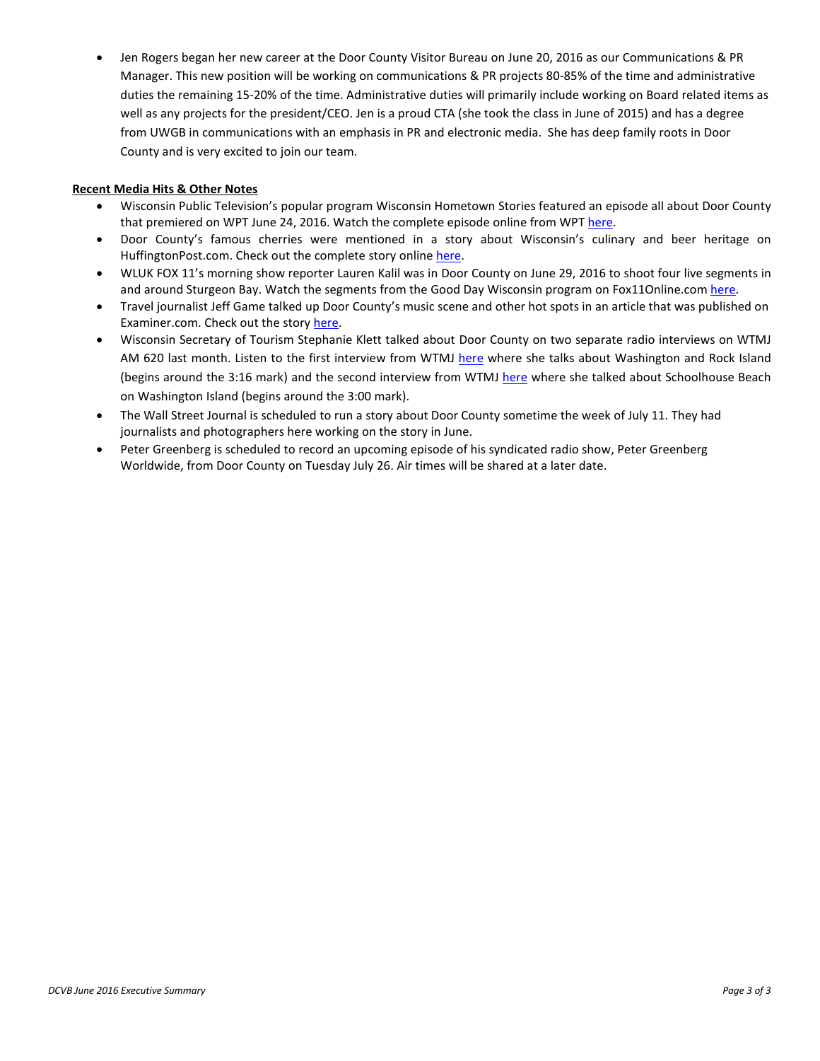- Jen Rogers began her new career at the Door County Visitor Bureau on June 20, 2016 as our Communications & PR Manager. This new position will be working on communications & PR projects 80-85% of the time and administrative duties the remaining 15-20% of the time. Administrative duties will primarily include working on Board related items as well as any projects for the president/CEO. Jen is a proud CTA (she took the class in June of 2015) and has a degree from UWGB in communications with an emphasis in PR and electronic media. She has deep family roots in Door County and is very excited to join our team.

**Recent Media Hits & Other Notes**

- Wisconsin Public Television's popular program Wisconsin Hometown Stories featured an episode all about Door County that premiered on WPT June 24, 2016. Watch the complete episode online from WPT here.
- Door County's famous cherries were mentioned in a story about Wisconsin's culinary and beer heritage on HuffingtonPost.com. Check out the complete story online here.
- WLUK FOX 11's morning show reporter Lauren Kalil was in Door County on June 29, 2016 to shoot four live segments in and around Sturgeon Bay. Watch the segments from the Good Day Wisconsin program on Fox11Online.com here.
- Travel journalist Jeff Game talked up Door County's music scene and other hot spots in an article that was published on Examiner.com. Check out the story here.
- Wisconsin Secretary of Tourism Stephanie Klett talked about Door County on two separate radio interviews on WTMJ AM 620 last month. Listen to the first interview from WTMJ here where she talks about Washington and Rock Island (begins around the 3:16 mark) and the second interview from WTMJ here where she talked about Schoolhouse Beach on Washington Island (begins around the 3:00 mark).
- The Wall Street Journal is scheduled to run a story about Door County sometime the week of July 11. They had journalists and photographers here working on the story in June.
- Peter Greenberg is scheduled to record an upcoming episode of his syndicated radio show, Peter Greenberg Worldwide, from Door County on Tuesday July 26. Air times will be shared at a later date.